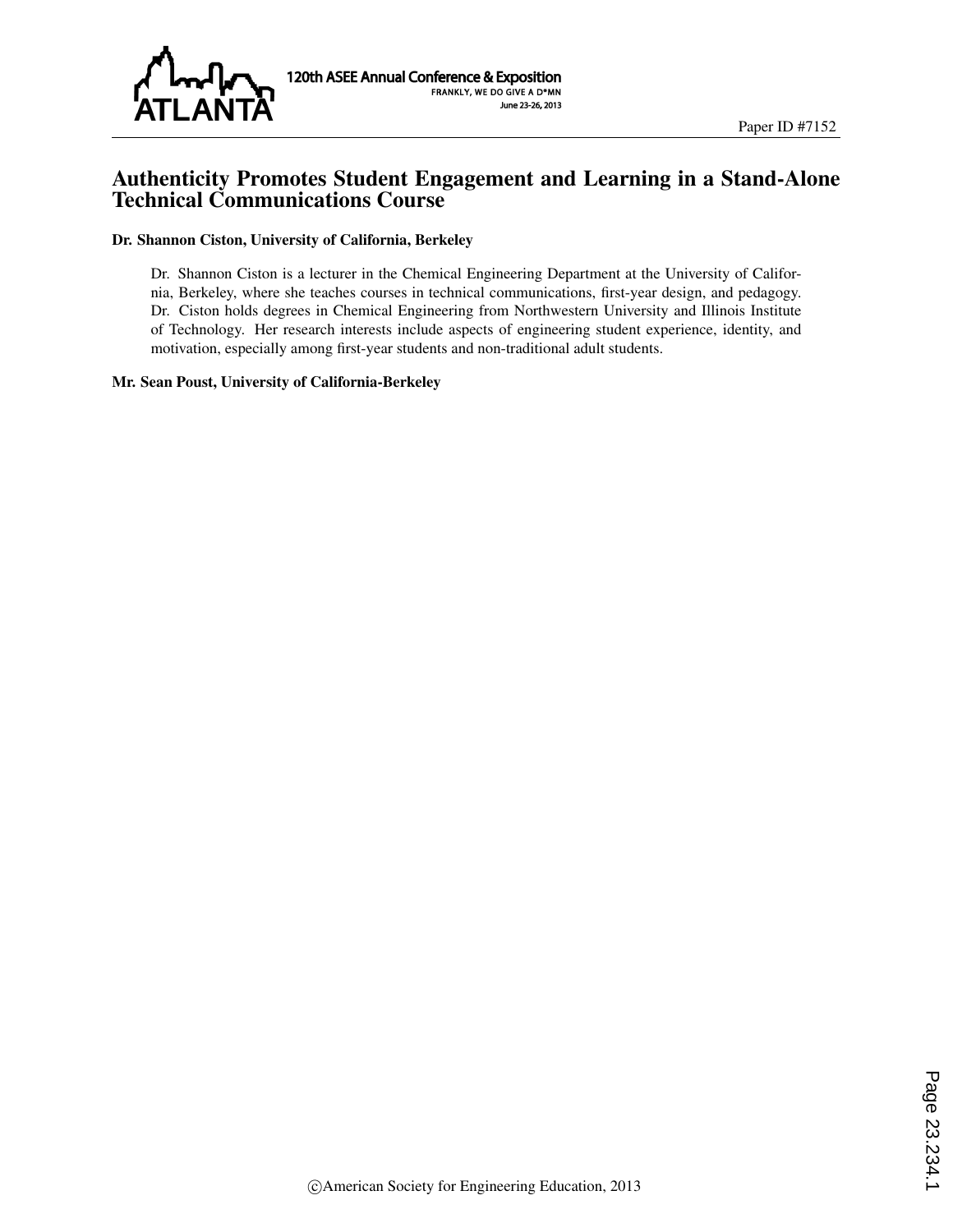Paper ID #7152

# Authenticity Promotes Student Engagement and Learning in a Stand-Alone Technical Communications Course

**Dr. Shannon Ciston, University of California, Berkeley**

Dr. Shannon Ciston is a lecturer in the Chemical Engineering Department at the University of California, Berkeley, where she teaches courses in technical communications, first-year design, and pedagogy. Dr. Ciston holds degrees in Chemical Engineering from Northwestern University and Illinois Institute of Technology. Her research interests include aspects of engineering student experience, identity, and motivation, especially among first-year students and non-traditional adult students.

**Mr. Sean Poust, University of California-Berkeley**

©American Society for Engineering Education, 2013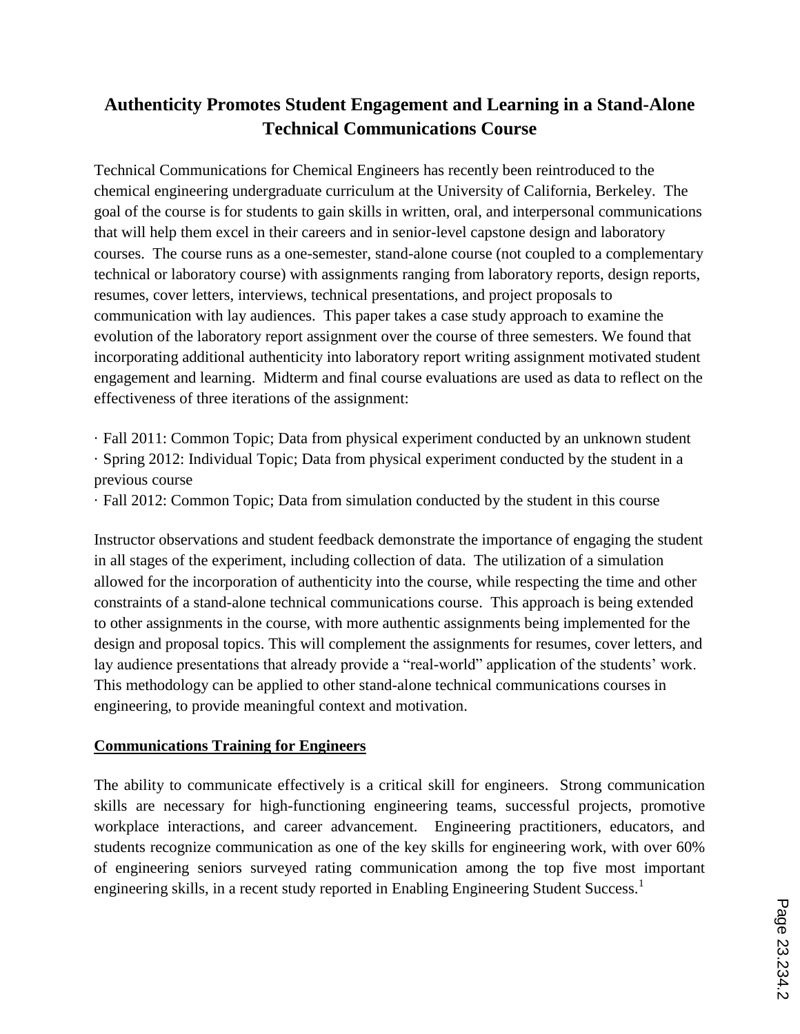# Authenticity Promotes Student Engagement and Learning in a Stand-Alone Technical Communications Course

Technical Communications for Chemical Engineers has recently been reintroduced to the chemical engineering undergraduate curriculum at the University of California, Berkeley. The goal of the course is for students to gain skills in written, oral, and interpersonal communications that will help them excel in their careers and in senior-level capstone design and laboratory courses. The course runs as a one-semester, stand-alone course (not coupled to a complementary technical or laboratory course) with assignments ranging from laboratory reports, design reports, resumes, cover letters, interviews, technical presentations, and project proposals to communication with lay audiences. This paper takes a case study approach to examine the evolution of the laboratory report assignment over the course of three semesters. We found that incorporating additional authenticity into laboratory report writing assignment motivated student engagement and learning. Midterm and final course evaluations are used as data to reflect on the effectiveness of three iterations of the assignment:

· Fall 2011: Common Topic; Data from physical experiment conducted by an unknown student
· Spring 2012: Individual Topic; Data from physical experiment conducted by the student in a previous course
· Fall 2012: Common Topic; Data from simulation conducted by the student in this course

Instructor observations and student feedback demonstrate the importance of engaging the student in all stages of the experiment, including collection of data. The utilization of a simulation allowed for the incorporation of authenticity into the course, while respecting the time and other constraints of a stand-alone technical communications course. This approach is being extended to other assignments in the course, with more authentic assignments being implemented for the design and proposal topics. This will complement the assignments for resumes, cover letters, and lay audience presentations that already provide a "real-world" application of the students' work. This methodology can be applied to other stand-alone technical communications courses in engineering, to provide meaningful context and motivation.

## Communications Training for Engineers

The ability to communicate effectively is a critical skill for engineers. Strong communication skills are necessary for high-functioning engineering teams, successful projects, promotive workplace interactions, and career advancement. Engineering practitioners, educators, and students recognize communication as one of the key skills for engineering work, with over 60% of engineering seniors surveyed rating communication among the top five most important engineering skills, in a recent study reported in Enabling Engineering Student Success.[1]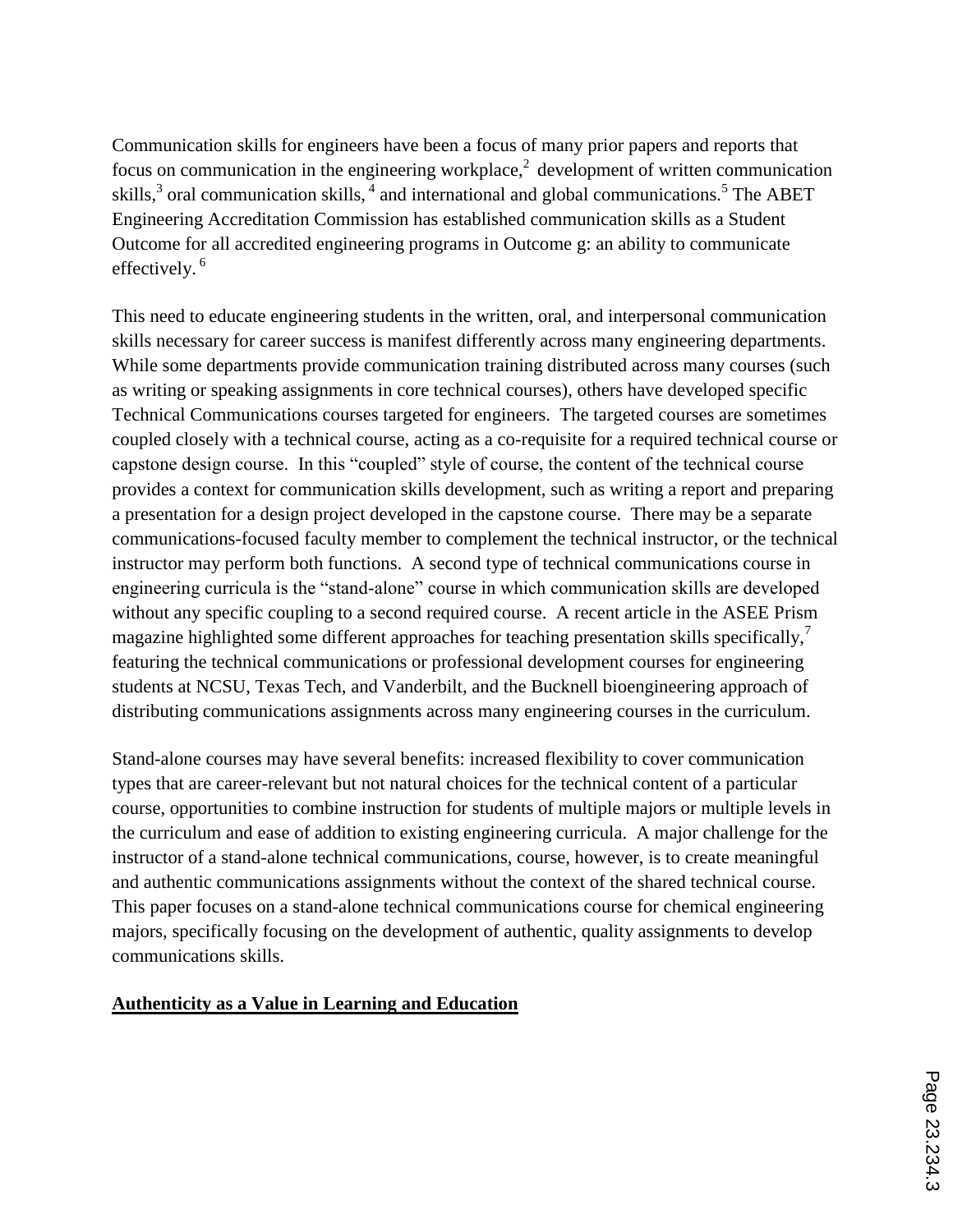Communication skills for engineers have been a focus of many prior papers and reports that focus on communication in the engineering workplace,[2] development of written communication skills,[3] oral communication skills,[4] and international and global communications.[5] The ABET Engineering Accreditation Commission has established communication skills as a Student Outcome for all accredited engineering programs in Outcome g: an ability to communicate effectively.[6]

This need to educate engineering students in the written, oral, and interpersonal communication skills necessary for career success is manifest differently across many engineering departments. While some departments provide communication training distributed across many courses (such as writing or speaking assignments in core technical courses), others have developed specific Technical Communications courses targeted for engineers. The targeted courses are sometimes coupled closely with a technical course, acting as a co-requisite for a required technical course or capstone design course. In this "coupled" style of course, the content of the technical course provides a context for communication skills development, such as writing a report and preparing a presentation for a design project developed in the capstone course. There may be a separate communications-focused faculty member to complement the technical instructor, or the technical instructor may perform both functions. A second type of technical communications course in engineering curricula is the "stand-alone" course in which communication skills are developed without any specific coupling to a second required course. A recent article in the ASEE Prism magazine highlighted some different approaches for teaching presentation skills specifically,[7] featuring the technical communications or professional development courses for engineering students at NCSU, Texas Tech, and Vanderbilt, and the Bucknell bioengineering approach of distributing communications assignments across many engineering courses in the curriculum.

Stand-alone courses may have several benefits: increased flexibility to cover communication types that are career-relevant but not natural choices for the technical content of a particular course, opportunities to combine instruction for students of multiple majors or multiple levels in the curriculum and ease of addition to existing engineering curricula. A major challenge for the instructor of a stand-alone technical communications, course, however, is to create meaningful and authentic communications assignments without the context of the shared technical course. This paper focuses on a stand-alone technical communications course for chemical engineering majors, specifically focusing on the development of authentic, quality assignments to develop communications skills.

## Authenticity as a Value in Learning and Education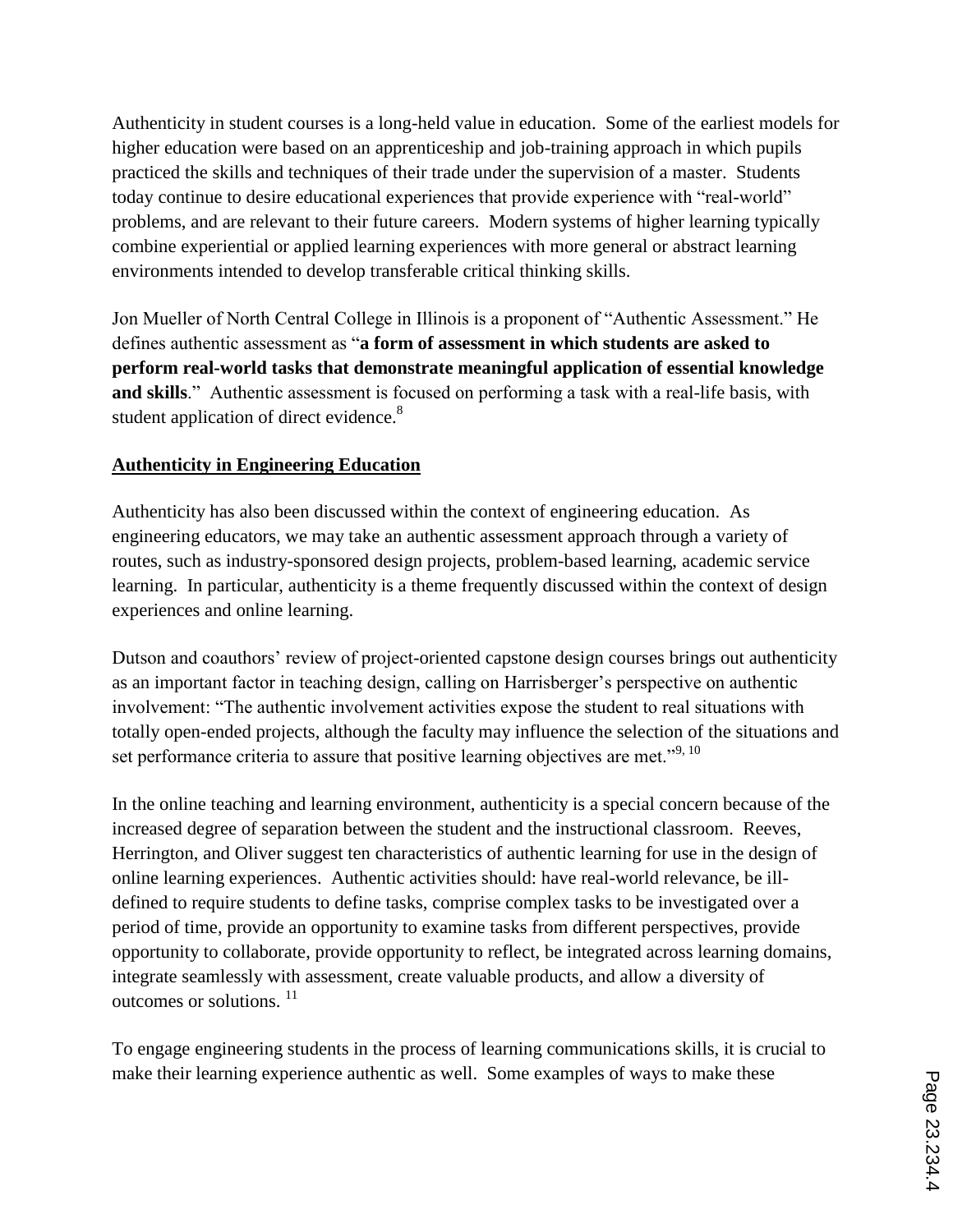Authenticity in student courses is a long-held value in education. Some of the earliest models for higher education were based on an apprenticeship and job-training approach in which pupils practiced the skills and techniques of their trade under the supervision of a master. Students today continue to desire educational experiences that provide experience with "real-world" problems, and are relevant to their future careers. Modern systems of higher learning typically combine experiential or applied learning experiences with more general or abstract learning environments intended to develop transferable critical thinking skills.

Jon Mueller of North Central College in Illinois is a proponent of "Authentic Assessment." He defines authentic assessment as "**a form of assessment in which students are asked to perform real-world tasks that demonstrate meaningful application of essential knowledge and skills**." Authentic assessment is focused on performing a task with a real-life basis, with student application of direct evidence.[8]

## Authenticity in Engineering Education

Authenticity has also been discussed within the context of engineering education. As engineering educators, we may take an authentic assessment approach through a variety of routes, such as industry-sponsored design projects, problem-based learning, academic service learning. In particular, authenticity is a theme frequently discussed within the context of design experiences and online learning.

Dutson and coauthors' review of project-oriented capstone design courses brings out authenticity as an important factor in teaching design, calling on Harrisberger's perspective on authentic involvement: "The authentic involvement activities expose the student to real situations with totally open-ended projects, although the faculty may influence the selection of the situations and set performance criteria to assure that positive learning objectives are met."[9, 10]

In the online teaching and learning environment, authenticity is a special concern because of the increased degree of separation between the student and the instructional classroom. Reeves, Herrington, and Oliver suggest ten characteristics of authentic learning for use in the design of online learning experiences. Authentic activities should: have real-world relevance, be ill-defined to require students to define tasks, comprise complex tasks to be investigated over a period of time, provide an opportunity to examine tasks from different perspectives, provide opportunity to collaborate, provide opportunity to reflect, be integrated across learning domains, integrate seamlessly with assessment, create valuable products, and allow a diversity of outcomes or solutions. [11]

To engage engineering students in the process of learning communications skills, it is crucial to make their learning experience authentic as well. Some examples of ways to make these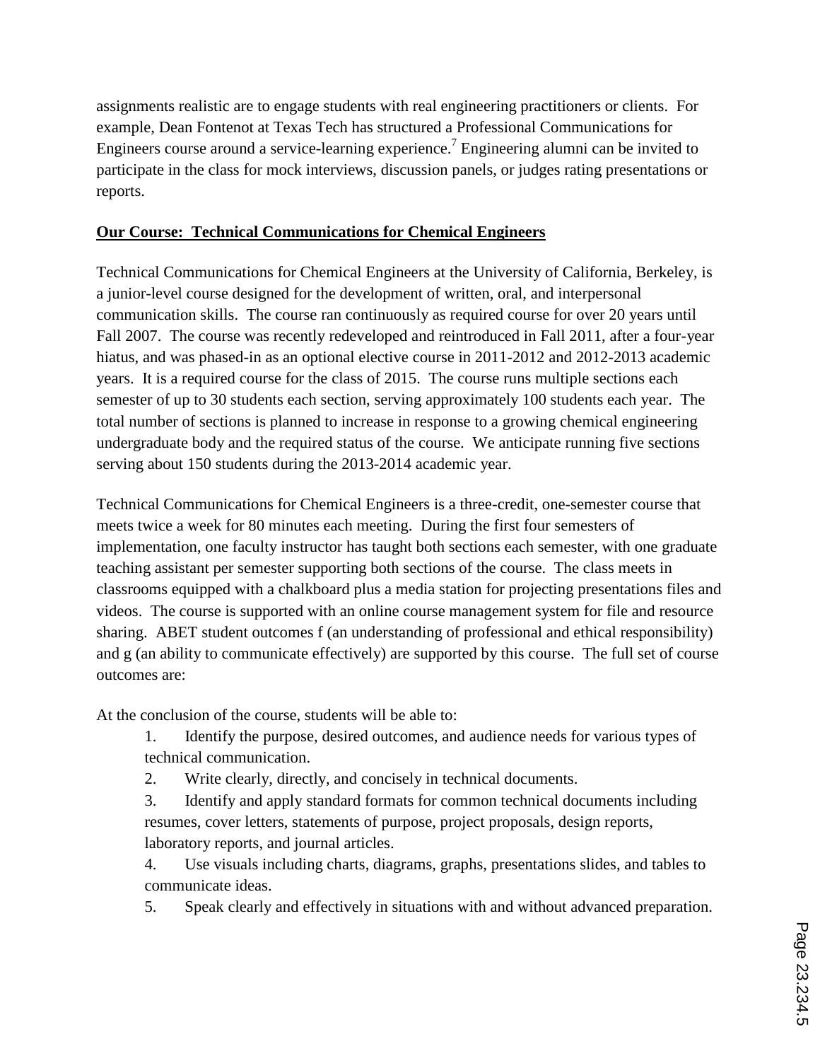assignments realistic are to engage students with real engineering practitioners or clients. For example, Dean Fontenot at Texas Tech has structured a Professional Communications for Engineers course around a service-learning experience.[7] Engineering alumni can be invited to participate in the class for mock interviews, discussion panels, or judges rating presentations or reports.

**Our Course: Technical Communications for Chemical Engineers**

Technical Communications for Chemical Engineers at the University of California, Berkeley, is a junior-level course designed for the development of written, oral, and interpersonal communication skills. The course ran continuously as required course for over 20 years until Fall 2007. The course was recently redeveloped and reintroduced in Fall 2011, after a four-year hiatus, and was phased-in as an optional elective course in 2011-2012 and 2012-2013 academic years. It is a required course for the class of 2015. The course runs multiple sections each semester of up to 30 students each section, serving approximately 100 students each year. The total number of sections is planned to increase in response to a growing chemical engineering undergraduate body and the required status of the course. We anticipate running five sections serving about 150 students during the 2013-2014 academic year.

Technical Communications for Chemical Engineers is a three-credit, one-semester course that meets twice a week for 80 minutes each meeting. During the first four semesters of implementation, one faculty instructor has taught both sections each semester, with one graduate teaching assistant per semester supporting both sections of the course. The class meets in classrooms equipped with a chalkboard plus a media station for projecting presentations files and videos. The course is supported with an online course management system for file and resource sharing. ABET student outcomes f (an understanding of professional and ethical responsibility) and g (an ability to communicate effectively) are supported by this course. The full set of course outcomes are:

At the conclusion of the course, students will be able to:

1. Identify the purpose, desired outcomes, and audience needs for various types of technical communication.
2. Write clearly, directly, and concisely in technical documents.
3. Identify and apply standard formats for common technical documents including resumes, cover letters, statements of purpose, project proposals, design reports, laboratory reports, and journal articles.
4. Use visuals including charts, diagrams, graphs, presentations slides, and tables to communicate ideas.
5. Speak clearly and effectively in situations with and without advanced preparation.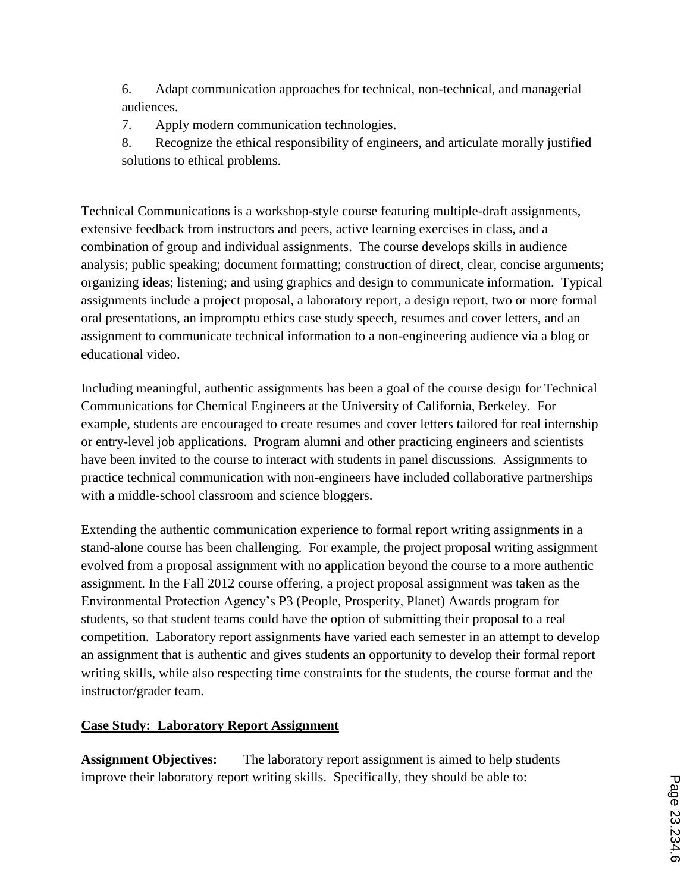6. Adapt communication approaches for technical, non-technical, and managerial audiences.
7. Apply modern communication technologies.
8. Recognize the ethical responsibility of engineers, and articulate morally justified solutions to ethical problems.

Technical Communications is a workshop-style course featuring multiple-draft assignments, extensive feedback from instructors and peers, active learning exercises in class, and a combination of group and individual assignments. The course develops skills in audience analysis; public speaking; document formatting; construction of direct, clear, concise arguments; organizing ideas; listening; and using graphics and design to communicate information. Typical assignments include a project proposal, a laboratory report, a design report, two or more formal oral presentations, an impromptu ethics case study speech, resumes and cover letters, and an assignment to communicate technical information to a non-engineering audience via a blog or educational video.

Including meaningful, authentic assignments has been a goal of the course design for Technical Communications for Chemical Engineers at the University of California, Berkeley. For example, students are encouraged to create resumes and cover letters tailored for real internship or entry-level job applications. Program alumni and other practicing engineers and scientists have been invited to the course to interact with students in panel discussions. Assignments to practice technical communication with non-engineers have included collaborative partnerships with a middle-school classroom and science bloggers.

Extending the authentic communication experience to formal report writing assignments in a stand-alone course has been challenging. For example, the project proposal writing assignment evolved from a proposal assignment with no application beyond the course to a more authentic assignment. In the Fall 2012 course offering, a project proposal assignment was taken as the Environmental Protection Agency's P3 (People, Prosperity, Planet) Awards program for students, so that student teams could have the option of submitting their proposal to a real competition. Laboratory report assignments have varied each semester in an attempt to develop an assignment that is authentic and gives students an opportunity to develop their formal report writing skills, while also respecting time constraints for the students, the course format and the instructor/grader team.

## Case Study: Laboratory Report Assignment

**Assignment Objectives:** The laboratory report assignment is aimed to help students improve their laboratory report writing skills. Specifically, they should be able to: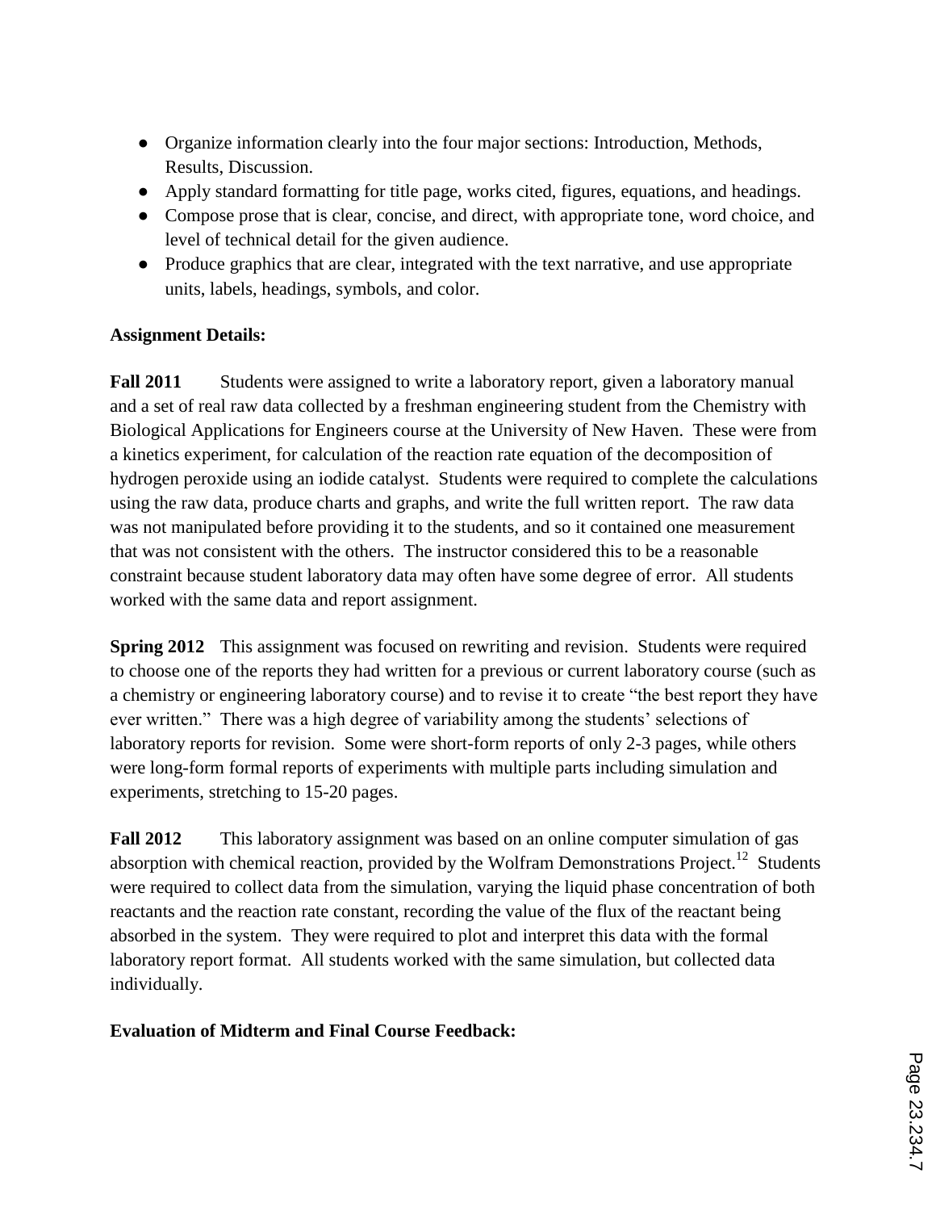- Organize information clearly into the four major sections: Introduction, Methods, Results, Discussion.
- Apply standard formatting for title page, works cited, figures, equations, and headings.
- Compose prose that is clear, concise, and direct, with appropriate tone, word choice, and level of technical detail for the given audience.
- Produce graphics that are clear, integrated with the text narrative, and use appropriate units, labels, headings, symbols, and color.

**Assignment Details:**

**Fall 2011** Students were assigned to write a laboratory report, given a laboratory manual and a set of real raw data collected by a freshman engineering student from the Chemistry with Biological Applications for Engineers course at the University of New Haven. These were from a kinetics experiment, for calculation of the reaction rate equation of the decomposition of hydrogen peroxide using an iodide catalyst. Students were required to complete the calculations using the raw data, produce charts and graphs, and write the full written report. The raw data was not manipulated before providing it to the students, and so it contained one measurement that was not consistent with the others. The instructor considered this to be a reasonable constraint because student laboratory data may often have some degree of error. All students worked with the same data and report assignment.

**Spring 2012** This assignment was focused on rewriting and revision. Students were required to choose one of the reports they had written for a previous or current laboratory course (such as a chemistry or engineering laboratory course) and to revise it to create "the best report they have ever written." There was a high degree of variability among the students' selections of laboratory reports for revision. Some were short-form reports of only 2-3 pages, while others were long-form formal reports of experiments with multiple parts including simulation and experiments, stretching to 15-20 pages.

**Fall 2012** This laboratory assignment was based on an online computer simulation of gas absorption with chemical reaction, provided by the Wolfram Demonstrations Project.[12] Students were required to collect data from the simulation, varying the liquid phase concentration of both reactants and the reaction rate constant, recording the value of the flux of the reactant being absorbed in the system. They were required to plot and interpret this data with the formal laboratory report format. All students worked with the same simulation, but collected data individually.

**Evaluation of Midterm and Final Course Feedback:**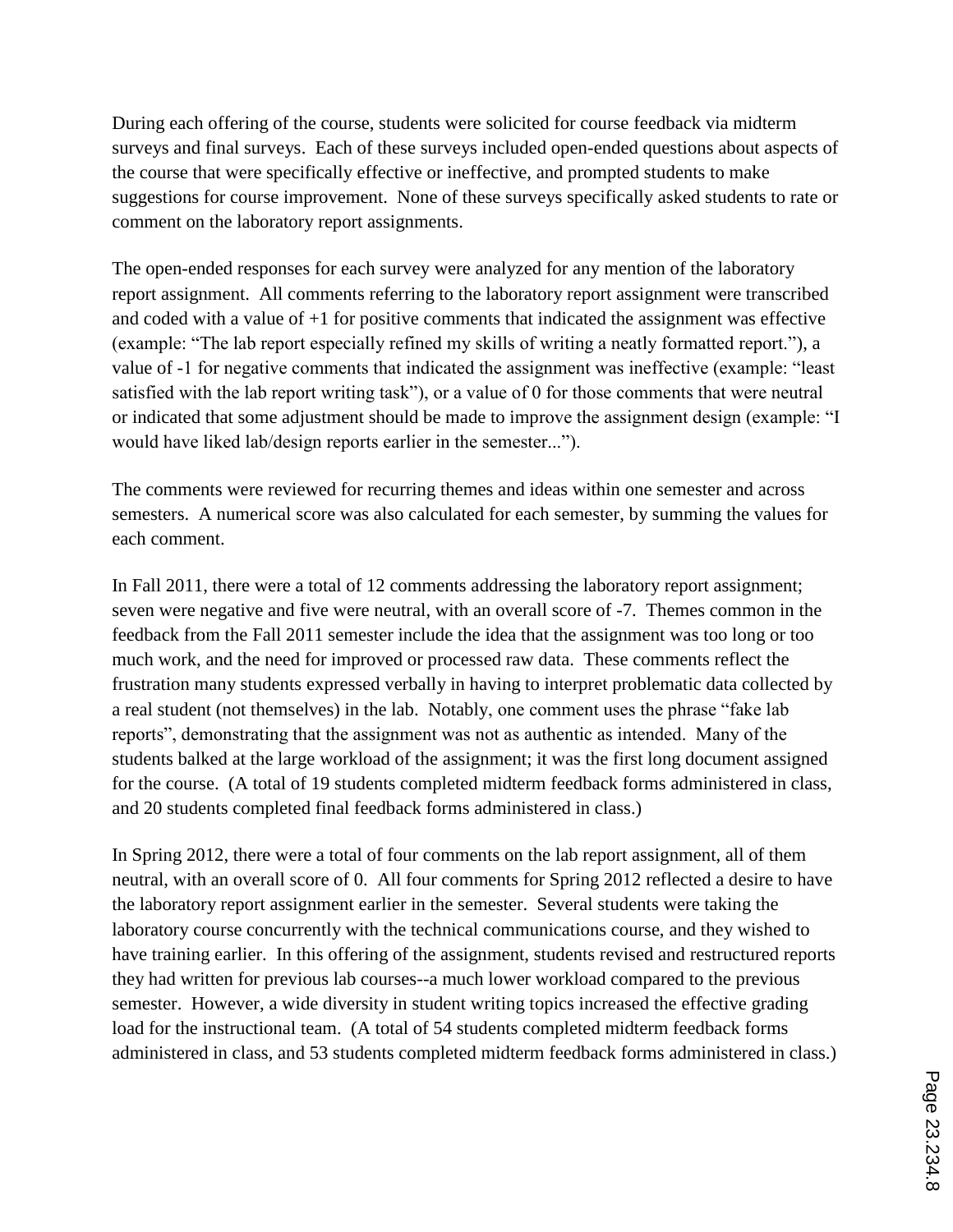During each offering of the course, students were solicited for course feedback via midterm surveys and final surveys. Each of these surveys included open-ended questions about aspects of the course that were specifically effective or ineffective, and prompted students to make suggestions for course improvement. None of these surveys specifically asked students to rate or comment on the laboratory report assignments.

The open-ended responses for each survey were analyzed for any mention of the laboratory report assignment. All comments referring to the laboratory report assignment were transcribed and coded with a value of +1 for positive comments that indicated the assignment was effective (example: "The lab report especially refined my skills of writing a neatly formatted report."), a value of -1 for negative comments that indicated the assignment was ineffective (example: "least satisfied with the lab report writing task"), or a value of 0 for those comments that were neutral or indicated that some adjustment should be made to improve the assignment design (example: "I would have liked lab/design reports earlier in the semester...").

The comments were reviewed for recurring themes and ideas within one semester and across semesters. A numerical score was also calculated for each semester, by summing the values for each comment.

In Fall 2011, there were a total of 12 comments addressing the laboratory report assignment; seven were negative and five were neutral, with an overall score of -7. Themes common in the feedback from the Fall 2011 semester include the idea that the assignment was too long or too much work, and the need for improved or processed raw data. These comments reflect the frustration many students expressed verbally in having to interpret problematic data collected by a real student (not themselves) in the lab. Notably, one comment uses the phrase "fake lab reports", demonstrating that the assignment was not as authentic as intended. Many of the students balked at the large workload of the assignment; it was the first long document assigned for the course. (A total of 19 students completed midterm feedback forms administered in class, and 20 students completed final feedback forms administered in class.)

In Spring 2012, there were a total of four comments on the lab report assignment, all of them neutral, with an overall score of 0. All four comments for Spring 2012 reflected a desire to have the laboratory report assignment earlier in the semester. Several students were taking the laboratory course concurrently with the technical communications course, and they wished to have training earlier. In this offering of the assignment, students revised and restructured reports they had written for previous lab courses--a much lower workload compared to the previous semester. However, a wide diversity in student writing topics increased the effective grading load for the instructional team. (A total of 54 students completed midterm feedback forms administered in class, and 53 students completed midterm feedback forms administered in class.)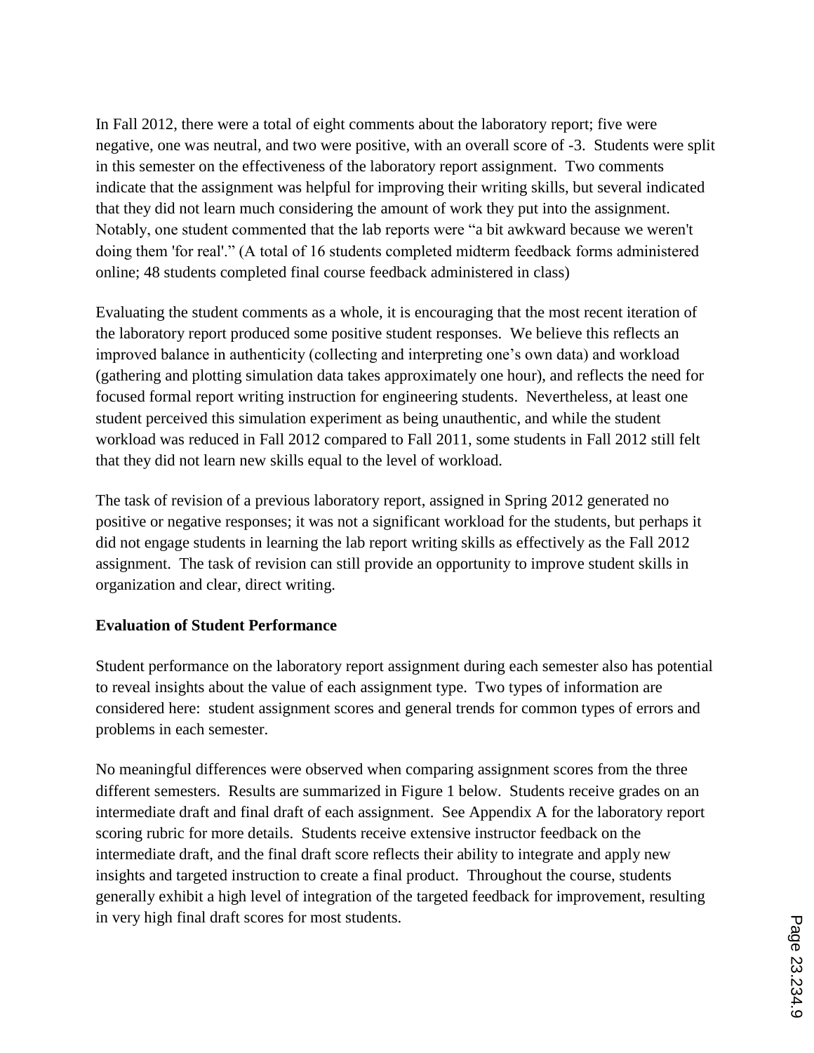In Fall 2012, there were a total of eight comments about the laboratory report; five were negative, one was neutral, and two were positive, with an overall score of -3. Students were split in this semester on the effectiveness of the laboratory report assignment. Two comments indicate that the assignment was helpful for improving their writing skills, but several indicated that they did not learn much considering the amount of work they put into the assignment. Notably, one student commented that the lab reports were "a bit awkward because we weren't doing them 'for real'." (A total of 16 students completed midterm feedback forms administered online; 48 students completed final course feedback administered in class)

Evaluating the student comments as a whole, it is encouraging that the most recent iteration of the laboratory report produced some positive student responses. We believe this reflects an improved balance in authenticity (collecting and interpreting one's own data) and workload (gathering and plotting simulation data takes approximately one hour), and reflects the need for focused formal report writing instruction for engineering students. Nevertheless, at least one student perceived this simulation experiment as being unauthentic, and while the student workload was reduced in Fall 2012 compared to Fall 2011, some students in Fall 2012 still felt that they did not learn new skills equal to the level of workload.

The task of revision of a previous laboratory report, assigned in Spring 2012 generated no positive or negative responses; it was not a significant workload for the students, but perhaps it did not engage students in learning the lab report writing skills as effectively as the Fall 2012 assignment. The task of revision can still provide an opportunity to improve student skills in organization and clear, direct writing.

**Evaluation of Student Performance**

Student performance on the laboratory report assignment during each semester also has potential to reveal insights about the value of each assignment type. Two types of information are considered here: student assignment scores and general trends for common types of errors and problems in each semester.

No meaningful differences were observed when comparing assignment scores from the three different semesters. Results are summarized in Figure 1 below. Students receive grades on an intermediate draft and final draft of each assignment. See Appendix A for the laboratory report scoring rubric for more details. Students receive extensive instructor feedback on the intermediate draft, and the final draft score reflects their ability to integrate and apply new insights and targeted instruction to create a final product. Throughout the course, students generally exhibit a high level of integration of the targeted feedback for improvement, resulting in very high final draft scores for most students.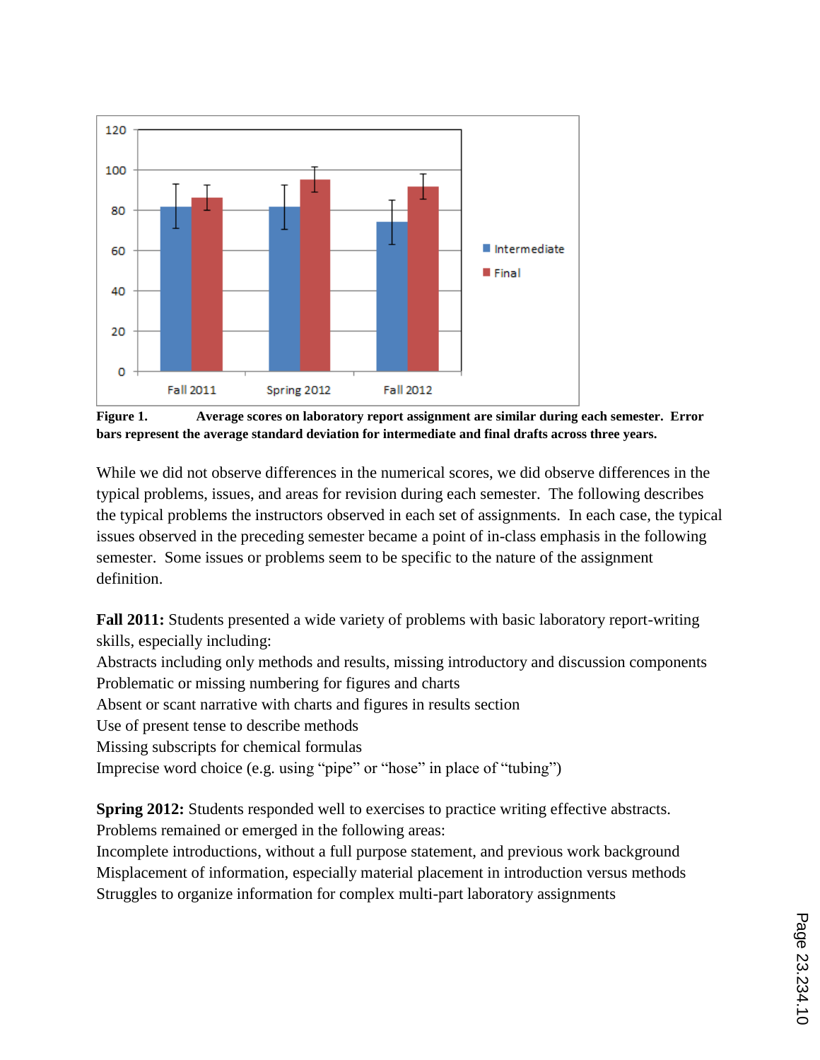120
100
80
60
40
20
0
Fall 2011
Spring 2012
Fall 2012
Intermediate
Final

**Figure 1. Average scores on laboratory report assignment are similar during each semester. Error bars represent the average standard deviation for intermediate and final drafts across three years.**

While we did not observe differences in the numerical scores, we did observe differences in the typical problems, issues, and areas for revision during each semester. The following describes the typical problems the instructors observed in each set of assignments. In each case, the typical issues observed in the preceding semester became a point of in-class emphasis in the following semester. Some issues or problems seem to be specific to the nature of the assignment definition.

**Fall 2011:** Students presented a wide variety of problems with basic laboratory report-writing skills, especially including:
Abstracts including only methods and results, missing introductory and discussion components
Problematic or missing numbering for figures and charts
Absent or scant narrative with charts and figures in results section
Use of present tense to describe methods
Missing subscripts for chemical formulas
Imprecise word choice (e.g. using "pipe" or "hose" in place of "tubing")

**Spring 2012:** Students responded well to exercises to practice writing effective abstracts. Problems remained or emerged in the following areas:
Incomplete introductions, without a full purpose statement, and previous work background
Misplacement of information, especially material placement in introduction versus methods
Struggles to organize information for complex multi-part laboratory assignments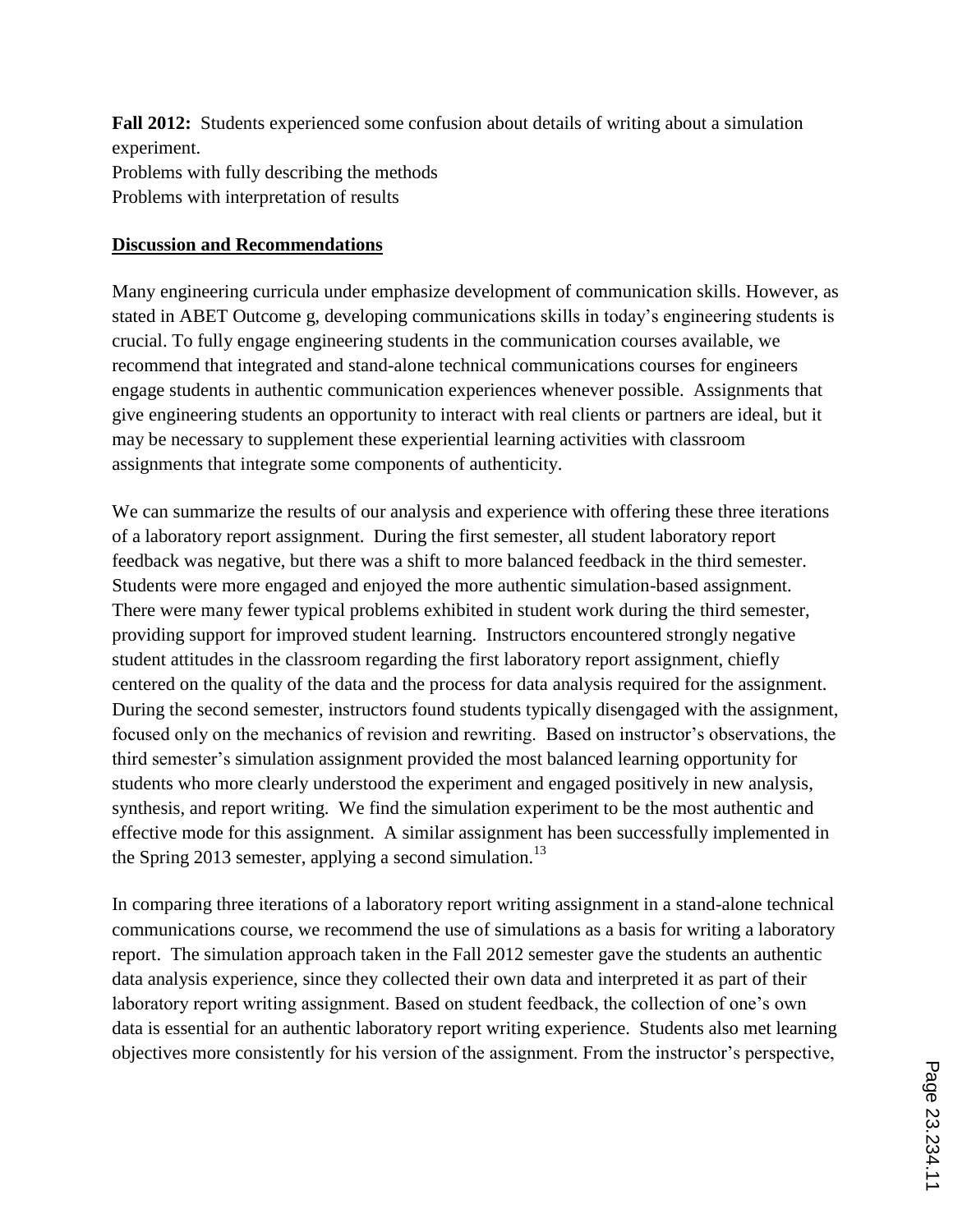**Fall 2012:** Students experienced some confusion about details of writing about a simulation experiment.
Problems with fully describing the methods
Problems with interpretation of results

## Discussion and Recommendations

Many engineering curricula under emphasize development of communication skills. However, as stated in ABET Outcome g, developing communications skills in today's engineering students is crucial. To fully engage engineering students in the communication courses available, we recommend that integrated and stand-alone technical communications courses for engineers engage students in authentic communication experiences whenever possible. Assignments that give engineering students an opportunity to interact with real clients or partners are ideal, but it may be necessary to supplement these experiential learning activities with classroom assignments that integrate some components of authenticity.

We can summarize the results of our analysis and experience with offering these three iterations of a laboratory report assignment. During the first semester, all student laboratory report feedback was negative, but there was a shift to more balanced feedback in the third semester. Students were more engaged and enjoyed the more authentic simulation-based assignment. There were many fewer typical problems exhibited in student work during the third semester, providing support for improved student learning. Instructors encountered strongly negative student attitudes in the classroom regarding the first laboratory report assignment, chiefly centered on the quality of the data and the process for data analysis required for the assignment. During the second semester, instructors found students typically disengaged with the assignment, focused only on the mechanics of revision and rewriting. Based on instructor's observations, the third semester's simulation assignment provided the most balanced learning opportunity for students who more clearly understood the experiment and engaged positively in new analysis, synthesis, and report writing. We find the simulation experiment to be the most authentic and effective mode for this assignment. A similar assignment has been successfully implemented in the Spring 2013 semester, applying a second simulation.[13]

In comparing three iterations of a laboratory report writing assignment in a stand-alone technical communications course, we recommend the use of simulations as a basis for writing a laboratory report. The simulation approach taken in the Fall 2012 semester gave the students an authentic data analysis experience, since they collected their own data and interpreted it as part of their laboratory report writing assignment. Based on student feedback, the collection of one's own data is essential for an authentic laboratory report writing experience. Students also met learning objectives more consistently for his version of the assignment. From the instructor's perspective,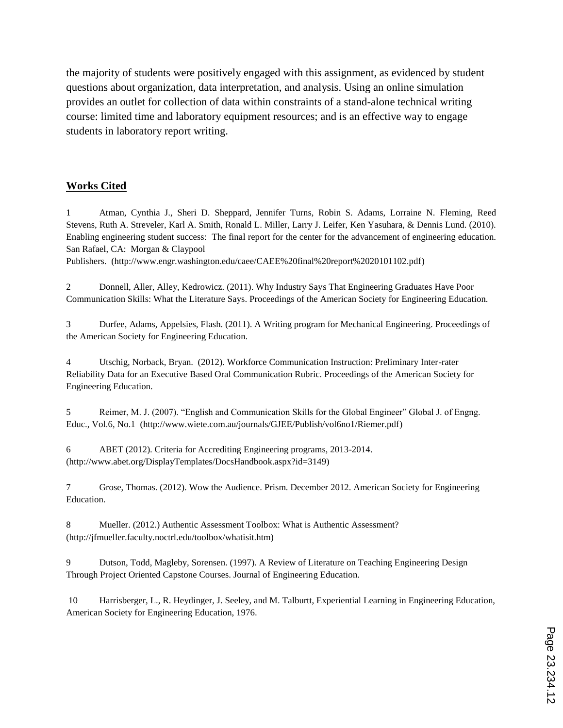the majority of students were positively engaged with this assignment, as evidenced by student questions about organization, data interpretation, and analysis. Using an online simulation provides an outlet for collection of data within constraints of a stand-alone technical writing course: limited time and laboratory equipment resources; and is an effective way to engage students in laboratory report writing.

## Works Cited

1 Atman, Cynthia J., Sheri D. Sheppard, Jennifer Turns, Robin S. Adams, Lorraine N. Fleming, Reed Stevens, Ruth A. Streveler, Karl A. Smith, Ronald L. Miller, Larry J. Leifer, Ken Yasuhara, & Dennis Lund. (2010). Enabling engineering student success: The final report for the center for the advancement of engineering education. San Rafael, CA: Morgan & Claypool Publishers. (http://www.engr.washington.edu/caee/CAEE%20final%20report%2020101102.pdf)

2 Donnell, Aller, Alley, Kedrowicz. (2011). Why Industry Says That Engineering Graduates Have Poor Communication Skills: What the Literature Says. Proceedings of the American Society for Engineering Education.

3 Durfee, Adams, Appelsies, Flash. (2011). A Writing program for Mechanical Engineering. Proceedings of the American Society for Engineering Education.

4 Utschig, Norback, Bryan. (2012). Workforce Communication Instruction: Preliminary Inter-rater Reliability Data for an Executive Based Oral Communication Rubric. Proceedings of the American Society for Engineering Education.

5 Reimer, M. J. (2007). "English and Communication Skills for the Global Engineer" Global J. of Engng. Educ., Vol.6, No.1 (http://www.wiete.com.au/journals/GJEE/Publish/vol6no1/Riemer.pdf)

6 ABET (2012). Criteria for Accrediting Engineering programs, 2013-2014. (http://www.abet.org/DisplayTemplates/DocsHandbook.aspx?id=3149)

7 Grose, Thomas. (2012). Wow the Audience. Prism. December 2012. American Society for Engineering Education.

8 Mueller. (2012.) Authentic Assessment Toolbox: What is Authentic Assessment? (http://jfmueller.faculty.noctrl.edu/toolbox/whatisit.htm)

9 Dutson, Todd, Magleby, Sorensen. (1997). A Review of Literature on Teaching Engineering Design Through Project Oriented Capstone Courses. Journal of Engineering Education.

10 Harrisberger, L., R. Heydinger, J. Seeley, and M. Talburtt, Experiential Learning in Engineering Education, American Society for Engineering Education, 1976.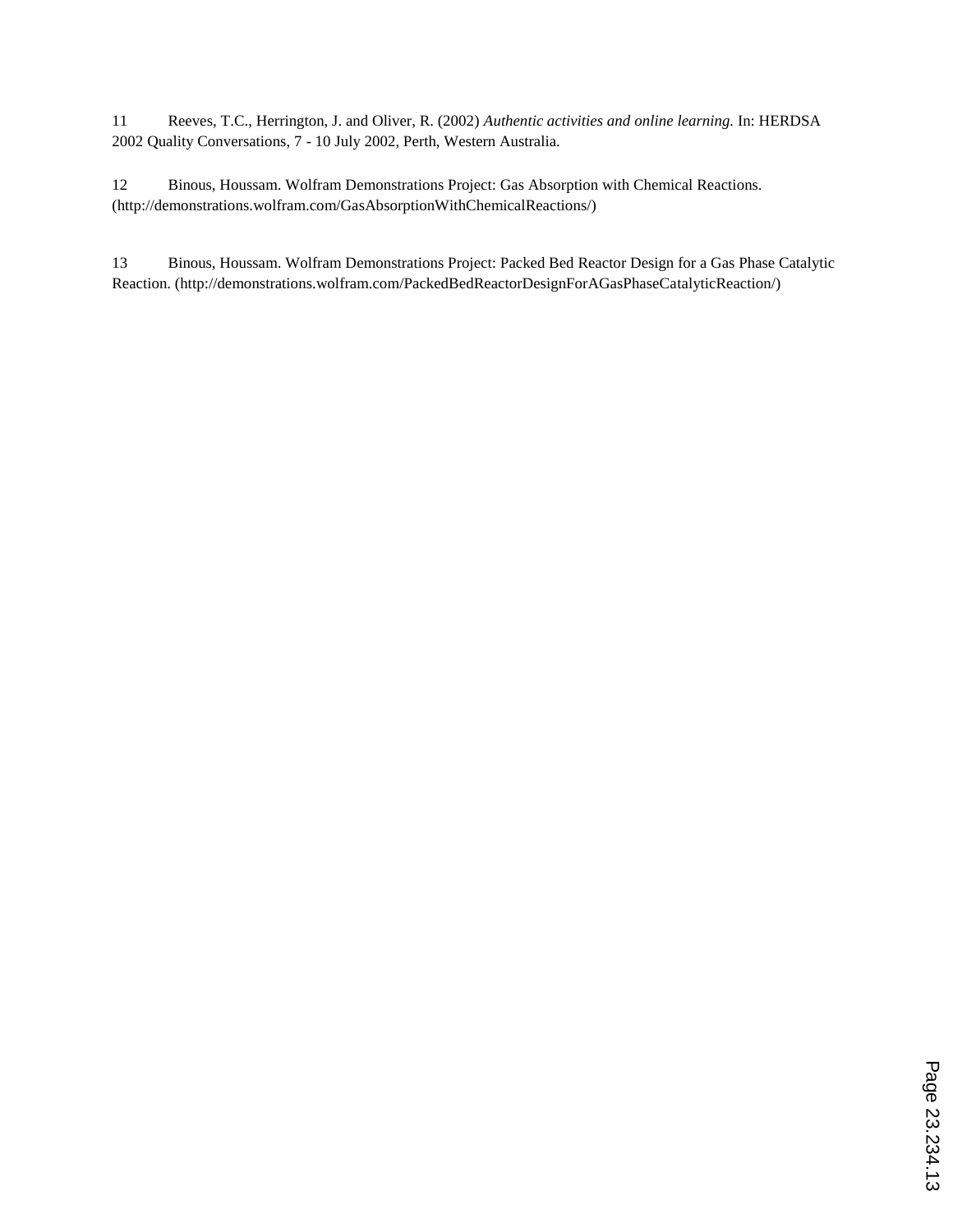11 Reeves, T.C., Herrington, J. and Oliver, R. (2002) *Authentic activities and online learning.* In: HERDSA 2002 Quality Conversations, 7 - 10 July 2002, Perth, Western Australia.

12 Binous, Houssam. Wolfram Demonstrations Project: Gas Absorption with Chemical Reactions. (http://demonstrations.wolfram.com/GasAbsorptionWithChemicalReactions/)

13 Binous, Houssam. Wolfram Demonstrations Project: Packed Bed Reactor Design for a Gas Phase Catalytic Reaction. (http://demonstrations.wolfram.com/PackedBedReactorDesignForAGasPhaseCatalyticReaction/)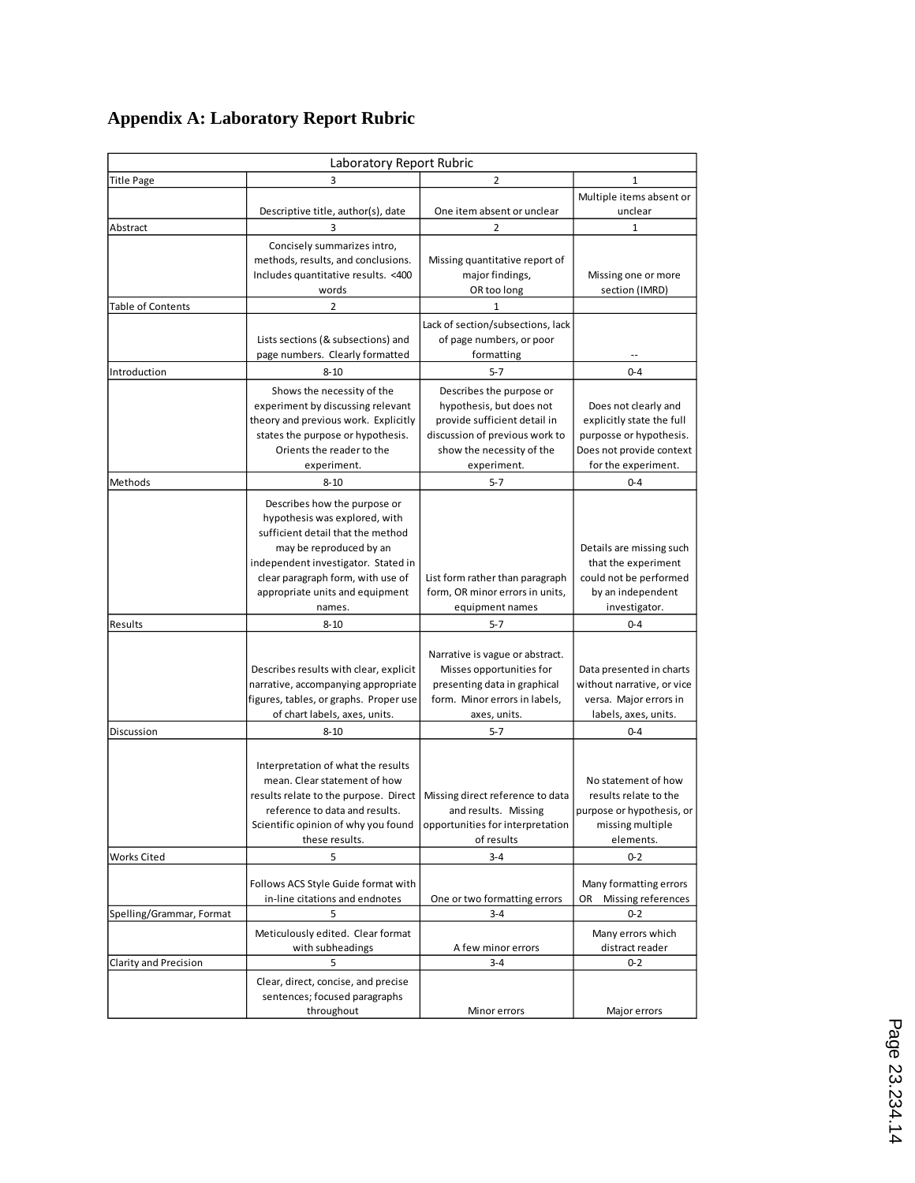## Appendix A: Laboratory Report Rubric

| Laboratory Report Rubric | | | |
|---|---|---|---|
| Title Page | 3 | 2 | 1 |
| | Descriptive title, author(s), date | One item absent or unclear | Multiple items absent or unclear |
| Abstract | 3 | 2 | 1 |
| | Concisely summarizes intro, methods, results, and conclusions. Includes quantitative results. <400 words | Missing quantitative report of major findings, OR too long | Missing one or more section (IMRD) |
| Table of Contents | 2 | 1 | |
| | Lists sections (& subsections) and page numbers. Clearly formatted | Lack of section/subsections, lack of page numbers, or poor formatting | -- |
| Introduction | 8-10 | 5-7 | 0-4 |
| | Shows the necessity of the experiment by discussing relevant theory and previous work. Explicitly states the purpose or hypothesis. Orients the reader to the experiment. | Describes the purpose or hypothesis, but does not provide sufficient detail in discussion of previous work to show the necessity of the experiment. | Does not clearly and explicitly state the full purposse or hypothesis. Does not provide context for the experiment. |
| Methods | 8-10 | 5-7 | 0-4 |
| | Describes how the purpose or hypothesis was explored, with sufficient detail that the method may be reproduced by an independent investigator. Stated in clear paragraph form, with use of appropriate units and equipment names. | List form rather than paragraph form, OR minor errors in units, equipment names | Details are missing such that the experiment could not be performed by an independent investigator. |
| Results | 8-10 | 5-7 | 0-4 |
| | Describes results with clear, explicit narrative, accompanying appropriate figures, tables, or graphs. Proper use of chart labels, axes, units. | Narrative is vague or abstract. Misses opportunities for presenting data in graphical form. Minor errors in labels, axes, units. | Data presented in charts without narrative, or vice versa. Major errors in labels, axes, units. |
| Discussion | 8-10 | 5-7 | 0-4 |
| | Interpretation of what the results mean. Clear statement of how results relate to the purpose. Direct reference to data and results. Scientific opinion of why you found these results. | Missing direct reference to data and results. Missing opportunities for interpretation of results | No statement of how results relate to the purpose or hypothesis, or missing multiple elements. |
| Works Cited | 5 | 3-4 | 0-2 |
| | Follows ACS Style Guide format with in-line citations and endnotes | One or two formatting errors | Many formatting errors OR Missing references |
| Spelling/Grammar, Format | 5 | 3-4 | 0-2 |
| | Meticulously edited. Clear format with subheadings | A few minor errors | Many errors which distract reader |
| Clarity and Precision | 5 | 3-4 | 0-2 |
| | Clear, direct, concise, and precise sentences; focused paragraphs throughout | Minor errors | Major errors |